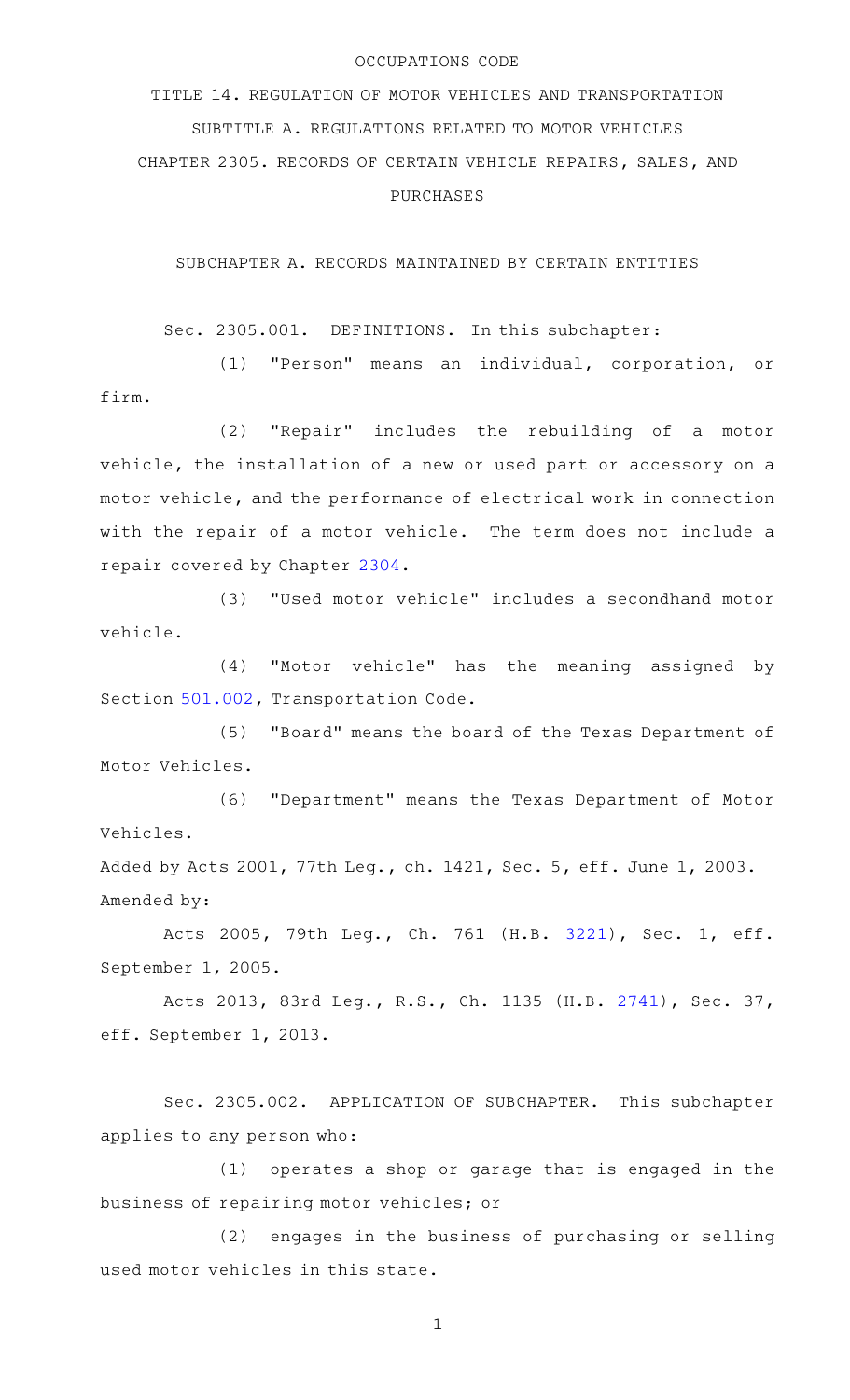# OCCUPATIONS CODE

## TITLE 14. REGULATION OF MOTOR VEHICLES AND TRANSPORTATION

## SUBTITLE A. REGULATIONS RELATED TO MOTOR VEHICLES

## CHAPTER 2305. RECORDS OF CERTAIN VEHICLE REPAIRS, SALES, AND PURCHASES

### SUBCHAPTER A. RECORDS MAINTAINED BY CERTAIN ENTITIES

Sec. 2305.001. DEFINITIONS. In this subchapter:

(1) "Person" means an individual, corporation, or firm.

(2) "Repair" includes the rebuilding of a motor vehicle, the installation of a new or used part or accessory on a motor vehicle, and the performance of electrical work in connection with the repair of a motor vehicle. The term does not include a repair covered by Chapter 2304.

(3) "Used motor vehicle" includes a secondhand motor vehicle.

(4) "Motor vehicle" has the meaning assigned by Section 501.002, Transportation Code.

(5) "Board" means the board of the Texas Department of Motor Vehicles.

(6) "Department" means the Texas Department of Motor Vehicles.

Added by Acts 2001, 77th Leg., ch. 1421, Sec. 5, eff. June 1, 2003.
Amended by:

Acts 2005, 79th Leg., Ch. 761 (H.B. 3221), Sec. 1, eff. September 1, 2005.

Acts 2013, 83rd Leg., R.S., Ch. 1135 (H.B. 2741), Sec. 37, eff. September 1, 2013.

Sec. 2305.002. APPLICATION OF SUBCHAPTER. This subchapter applies to any person who:

(1) operates a shop or garage that is engaged in the business of repairing motor vehicles; or

(2) engages in the business of purchasing or selling used motor vehicles in this state.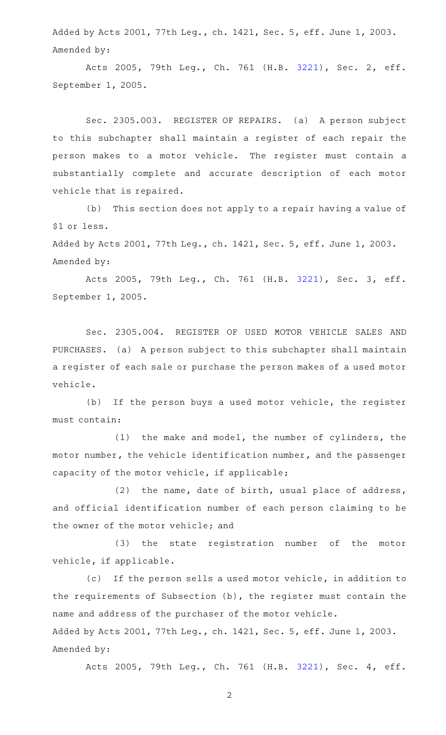Added by Acts 2001, 77th Leg., ch. 1421, Sec. 5, eff. June 1, 2003.
Amended by:

Acts 2005, 79th Leg., Ch. 761 (H.B. 3221), Sec. 2, eff. September 1, 2005.

Sec. 2305.003. REGISTER OF REPAIRS. (a) A person subject to this subchapter shall maintain a register of each repair the person makes to a motor vehicle. The register must contain a substantially complete and accurate description of each motor vehicle that is repaired.

(b) This section does not apply to a repair having a value of $1 or less.

Added by Acts 2001, 77th Leg., ch. 1421, Sec. 5, eff. June 1, 2003.
Amended by:

Acts 2005, 79th Leg., Ch. 761 (H.B. 3221), Sec. 3, eff. September 1, 2005.

Sec. 2305.004. REGISTER OF USED MOTOR VEHICLE SALES AND PURCHASES. (a) A person subject to this subchapter shall maintain a register of each sale or purchase the person makes of a used motor vehicle.

(b) If the person buys a used motor vehicle, the register must contain:

(1) the make and model, the number of cylinders, the motor number, the vehicle identification number, and the passenger capacity of the motor vehicle, if applicable;

(2) the name, date of birth, usual place of address, and official identification number of each person claiming to be the owner of the motor vehicle; and

(3) the state registration number of the motor vehicle, if applicable.

(c) If the person sells a used motor vehicle, in addition to the requirements of Subsection (b), the register must contain the name and address of the purchaser of the motor vehicle.

Added by Acts 2001, 77th Leg., ch. 1421, Sec. 5, eff. June 1, 2003.
Amended by:

Acts 2005, 79th Leg., Ch. 761 (H.B. 3221), Sec. 4, eff.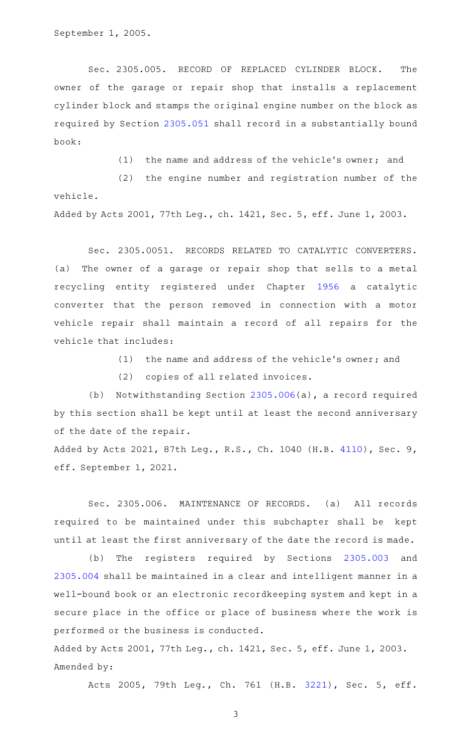September 1, 2005.

Sec. 2305.005. RECORD OF REPLACED CYLINDER BLOCK. The owner of the garage or repair shop that installs a replacement cylinder block and stamps the original engine number on the block as required by Section 2305.051 shall record in a substantially bound book:

(1) the name and address of the vehicle's owner; and

(2) the engine number and registration number of the vehicle.

Added by Acts 2001, 77th Leg., ch. 1421, Sec. 5, eff. June 1, 2003.

Sec. 2305.0051. RECORDS RELATED TO CATALYTIC CONVERTERS. (a) The owner of a garage or repair shop that sells to a metal recycling entity registered under Chapter 1956 a catalytic converter that the person removed in connection with a motor vehicle repair shall maintain a record of all repairs for the vehicle that includes:

(1) the name and address of the vehicle's owner; and

(2) copies of all related invoices.

(b) Notwithstanding Section 2305.006(a), a record required by this section shall be kept until at least the second anniversary of the date of the repair.

Added by Acts 2021, 87th Leg., R.S., Ch. 1040 (H.B. 4110), Sec. 9, eff. September 1, 2021.

Sec. 2305.006. MAINTENANCE OF RECORDS. (a) All records required to be maintained under this subchapter shall be kept until at least the first anniversary of the date the record is made.

(b) The registers required by Sections 2305.003 and 2305.004 shall be maintained in a clear and intelligent manner in a well-bound book or an electronic recordkeeping system and kept in a secure place in the office or place of business where the work is performed or the business is conducted.

Added by Acts 2001, 77th Leg., ch. 1421, Sec. 5, eff. June 1, 2003.
Amended by:

Acts 2005, 79th Leg., Ch. 761 (H.B. 3221), Sec. 5, eff.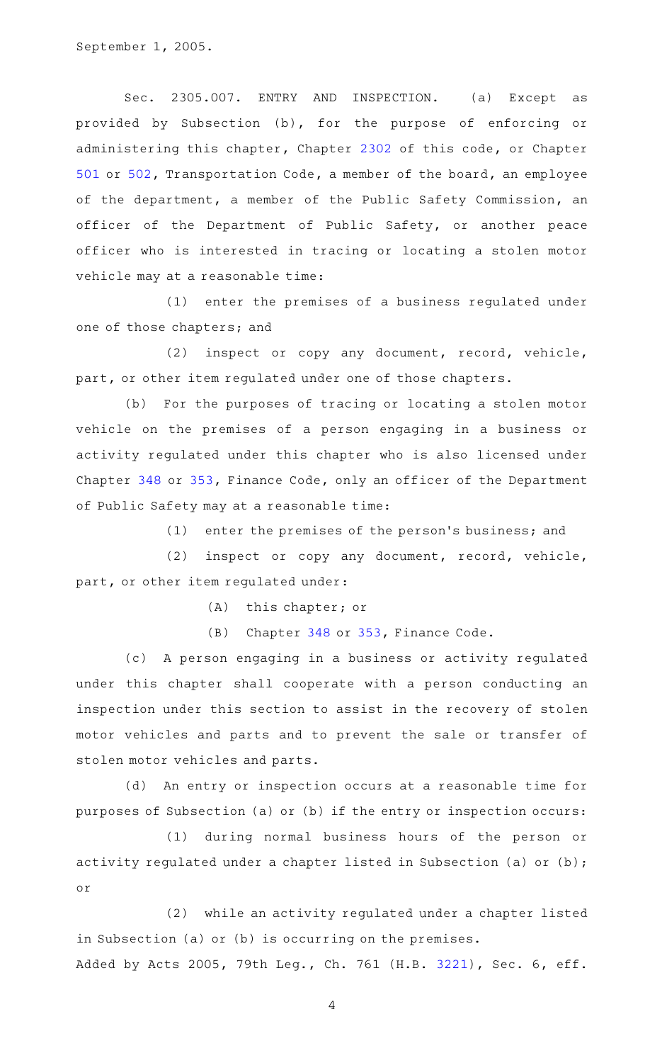September 1, 2005.

Sec. 2305.007. ENTRY AND INSPECTION. (a) Except as provided by Subsection (b), for the purpose of enforcing or administering this chapter, Chapter 2302 of this code, or Chapter 501 or 502, Transportation Code, a member of the board, an employee of the department, a member of the Public Safety Commission, an officer of the Department of Public Safety, or another peace officer who is interested in tracing or locating a stolen motor vehicle may at a reasonable time:

(1) enter the premises of a business regulated under one of those chapters; and

(2) inspect or copy any document, record, vehicle, part, or other item regulated under one of those chapters.

(b) For the purposes of tracing or locating a stolen motor vehicle on the premises of a person engaging in a business or activity regulated under this chapter who is also licensed under Chapter 348 or 353, Finance Code, only an officer of the Department of Public Safety may at a reasonable time:

(1) enter the premises of the person's business; and

(2) inspect or copy any document, record, vehicle, part, or other item regulated under:

(A) this chapter; or

(B) Chapter 348 or 353, Finance Code.

(c) A person engaging in a business or activity regulated under this chapter shall cooperate with a person conducting an inspection under this section to assist in the recovery of stolen motor vehicles and parts and to prevent the sale or transfer of stolen motor vehicles and parts.

(d) An entry or inspection occurs at a reasonable time for purposes of Subsection (a) or (b) if the entry or inspection occurs:

(1) during normal business hours of the person or activity regulated under a chapter listed in Subsection (a) or (b); or

(2) while an activity regulated under a chapter listed in Subsection (a) or (b) is occurring on the premises.

Added by Acts 2005, 79th Leg., Ch. 761 (H.B. 3221), Sec. 6, eff.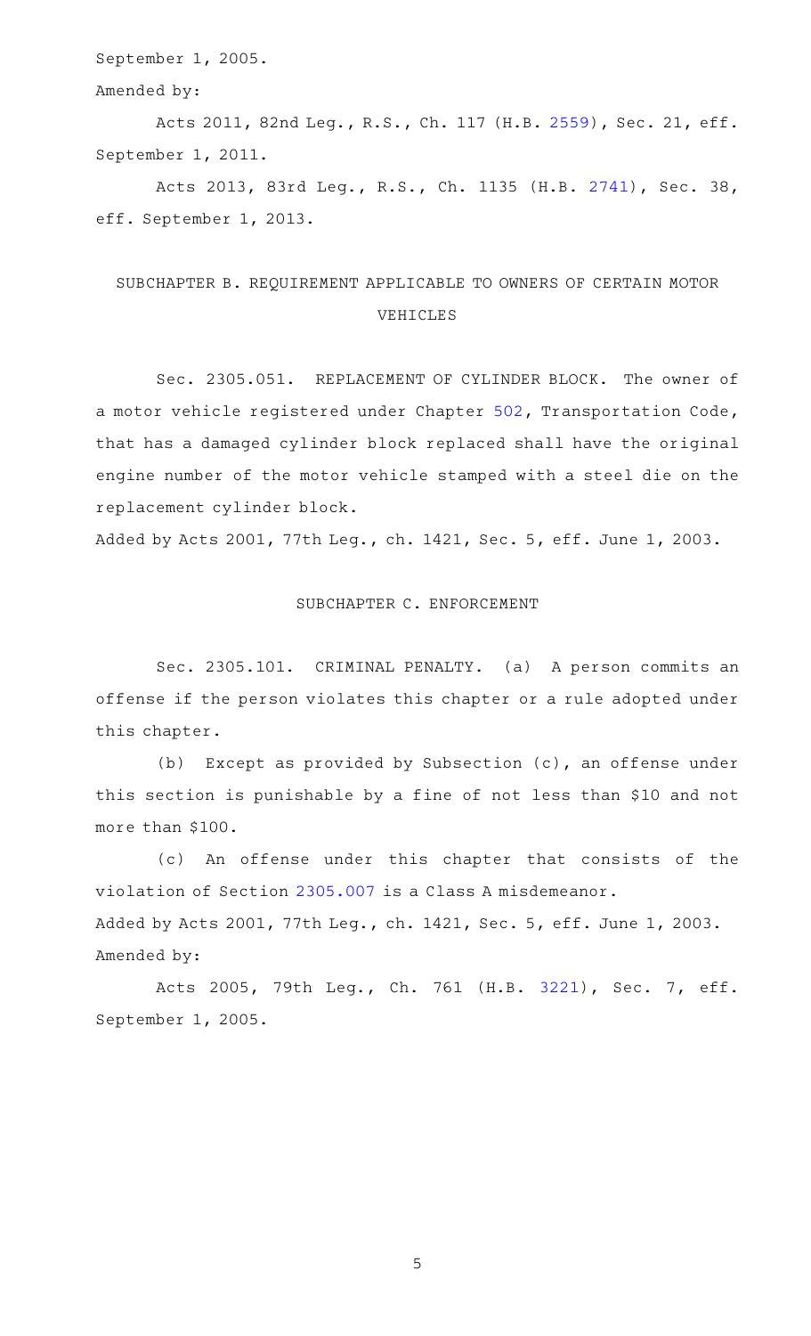September 1, 2005.

Amended by:

Acts 2011, 82nd Leg., R.S., Ch. 117 (H.B. 2559), Sec. 21, eff. September 1, 2011.

Acts 2013, 83rd Leg., R.S., Ch. 1135 (H.B. 2741), Sec. 38, eff. September 1, 2013.

## SUBCHAPTER B. REQUIREMENT APPLICABLE TO OWNERS OF CERTAIN MOTOR VEHICLES

Sec. 2305.051. REPLACEMENT OF CYLINDER BLOCK. The owner of a motor vehicle registered under Chapter 502, Transportation Code, that has a damaged cylinder block replaced shall have the original engine number of the motor vehicle stamped with a steel die on the replacement cylinder block.

Added by Acts 2001, 77th Leg., ch. 1421, Sec. 5, eff. June 1, 2003.

## SUBCHAPTER C. ENFORCEMENT

Sec. 2305.101. CRIMINAL PENALTY. (a) A person commits an offense if the person violates this chapter or a rule adopted under this chapter.

(b) Except as provided by Subsection (c), an offense under this section is punishable by a fine of not less than $10 and not more than $100.

(c) An offense under this chapter that consists of the violation of Section 2305.007 is a Class A misdemeanor.

Added by Acts 2001, 77th Leg., ch. 1421, Sec. 5, eff. June 1, 2003.

Amended by:

Acts 2005, 79th Leg., Ch. 761 (H.B. 3221), Sec. 7, eff. September 1, 2005.